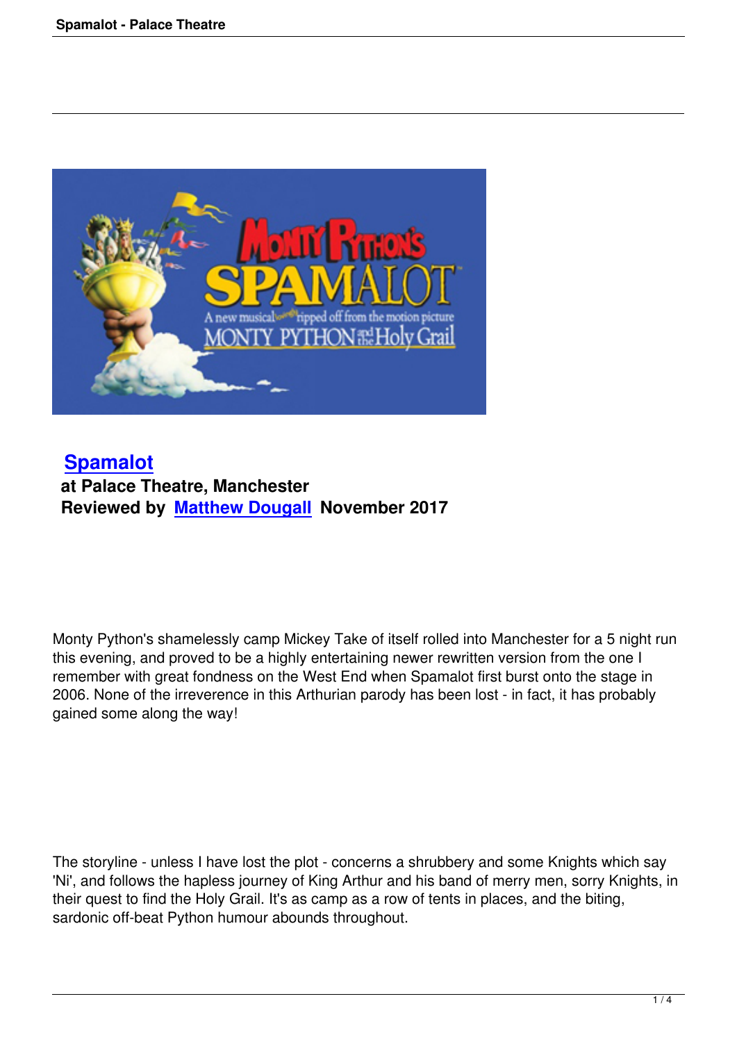## Spamalot

**at Palace Theatre, Manchester**
**Reviewed by Matthew Dougall November 2017**

Monty Python's shamelessly camp Mickey Take of itself rolled into Manchester for a 5 night run this evening, and proved to be a highly entertaining newer rewritten version from the one I remember with great fondness on the West End when Spamalot first burst onto the stage in 2006. None of the irreverence in this Arthurian parody has been lost - in fact, it has probably gained some along the way!

The storyline - unless I have lost the plot - concerns a shrubbery and some Knights which say 'Ni', and follows the hapless journey of King Arthur and his band of merry men, sorry Knights, in their quest to find the Holy Grail. It's as camp as a row of tents in places, and the biting, sardonic off-beat Python humour abounds throughout.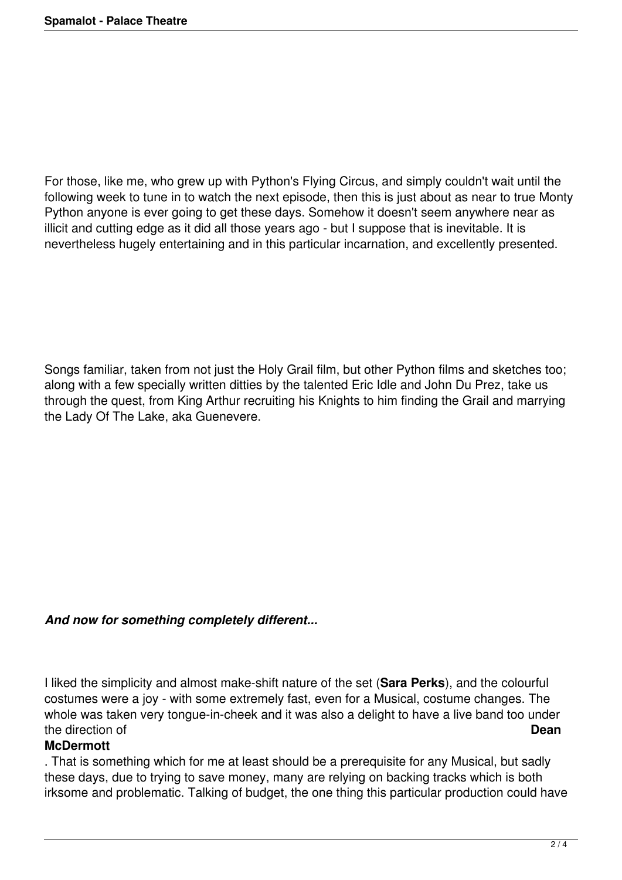For those, like me, who grew up with Python's Flying Circus, and simply couldn't wait until the following week to tune in to watch the next episode, then this is just about as near to true Monty Python anyone is ever going to get these days. Somehow it doesn't seem anywhere near as illicit and cutting edge as it did all those years ago - but I suppose that is inevitable. It is nevertheless hugely entertaining and in this particular incarnation, and excellently presented.

Songs familiar, taken from not just the Holy Grail film, but other Python films and sketches too; along with a few specially written ditties by the talented Eric Idle and John Du Prez, take us through the quest, from King Arthur recruiting his Knights to him finding the Grail and marrying the Lady Of The Lake, aka Guenevere.

***And now for something completely different...***

I liked the simplicity and almost make-shift nature of the set (**Sara Perks**), and the colourful costumes were a joy - with some extremely fast, even for a Musical, costume changes. The whole was taken very tongue-in-cheek and it was also a delight to have a live band too under the direction of **Dean McDermott**. That is something which for me at least should be a prerequisite for any Musical, but sadly these days, due to trying to save money, many are relying on backing tracks which is both irksome and problematic. Talking of budget, the one thing this particular production could have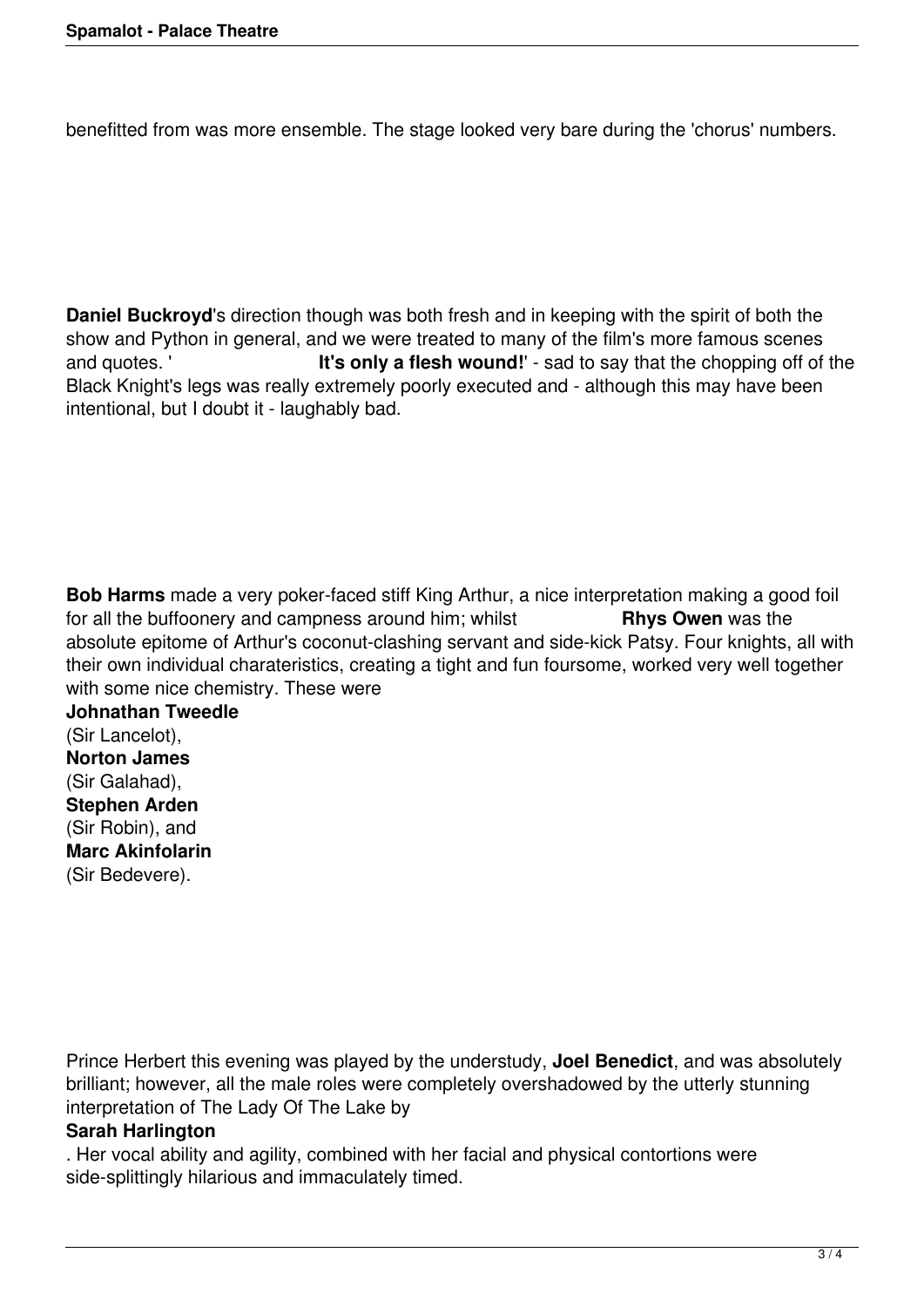benefitted from was more ensemble. The stage looked very bare during the 'chorus' numbers.

**Daniel Buckroyd**'s direction though was both fresh and in keeping with the spirit of both the show and Python in general, and we were treated to many of the film's more famous scenes and quotes. '**It's only a flesh wound!**' - sad to say that the chopping off of the Black Knight's legs was really extremely poorly executed and - although this may have been intentional, but I doubt it - laughably bad.

**Bob Harms** made a very poker-faced stiff King Arthur, a nice interpretation making a good foil for all the buffoonery and campness around him; whilst **Rhys Owen** was the absolute epitome of Arthur's coconut-clashing servant and side-kick Patsy. Four knights, all with their own individual charateristics, creating a tight and fun foursome, worked very well together with some nice chemistry. These were **Johnathan Tweedle** (Sir Lancelot), **Norton James** (Sir Galahad), **Stephen Arden** (Sir Robin), and **Marc Akinfolarin** (Sir Bedevere).

Prince Herbert this evening was played by the understudy, **Joel Benedict**, and was absolutely brilliant; however, all the male roles were completely overshadowed by the utterly stunning interpretation of The Lady Of The Lake by **Sarah Harlington**. Her vocal ability and agility, combined with her facial and physical contortions were side-splittingly hilarious and immaculately timed.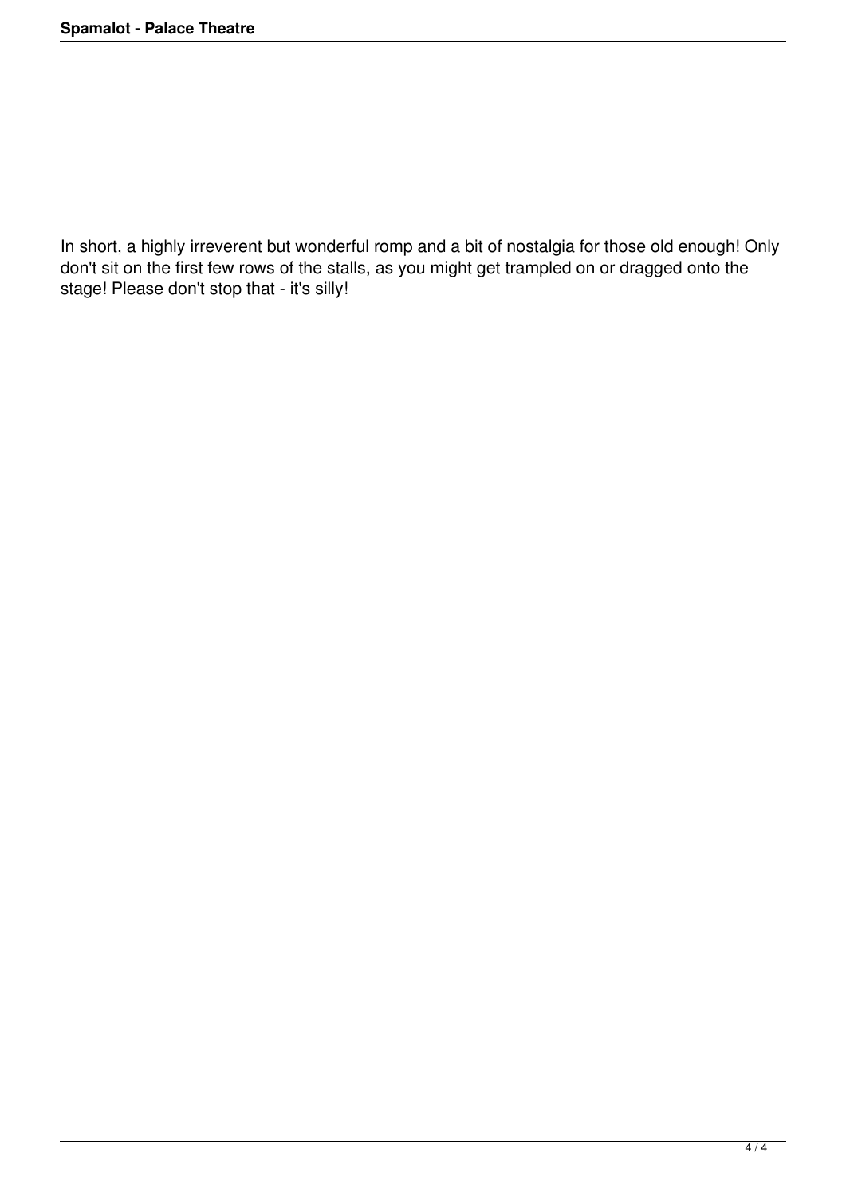In short, a highly irreverent but wonderful romp and a bit of nostalgia for those old enough! Only don't sit on the first few rows of the stalls, as you might get trampled on or dragged onto the stage! Please don't stop that - it's silly!